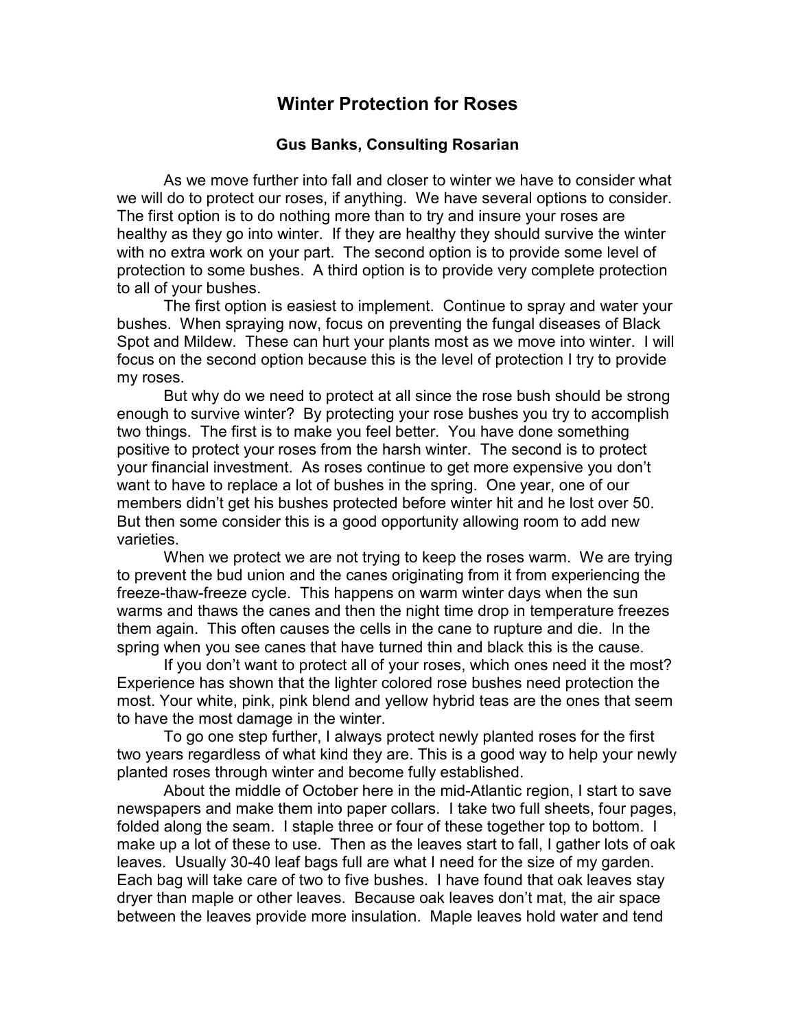# Winter Protection for Roses

**Gus Banks, Consulting Rosarian**

As we move further into fall and closer to winter we have to consider what we will do to protect our roses, if anything. We have several options to consider. The first option is to do nothing more than to try and insure your roses are healthy as they go into winter. If they are healthy they should survive the winter with no extra work on your part. The second option is to provide some level of protection to some bushes. A third option is to provide very complete protection to all of your bushes.

The first option is easiest to implement. Continue to spray and water your bushes. When spraying now, focus on preventing the fungal diseases of Black Spot and Mildew. These can hurt your plants most as we move into winter. I will focus on the second option because this is the level of protection I try to provide my roses.

But why do we need to protect at all since the rose bush should be strong enough to survive winter? By protecting your rose bushes you try to accomplish two things. The first is to make you feel better. You have done something positive to protect your roses from the harsh winter. The second is to protect your financial investment. As roses continue to get more expensive you don't want to have to replace a lot of bushes in the spring. One year, one of our members didn't get his bushes protected before winter hit and he lost over 50. But then some consider this is a good opportunity allowing room to add new varieties.

When we protect we are not trying to keep the roses warm. We are trying to prevent the bud union and the canes originating from it from experiencing the freeze-thaw-freeze cycle. This happens on warm winter days when the sun warms and thaws the canes and then the night time drop in temperature freezes them again. This often causes the cells in the cane to rupture and die. In the spring when you see canes that have turned thin and black this is the cause.

If you don't want to protect all of your roses, which ones need it the most? Experience has shown that the lighter colored rose bushes need protection the most. Your white, pink, pink blend and yellow hybrid teas are the ones that seem to have the most damage in the winter.

To go one step further, I always protect newly planted roses for the first two years regardless of what kind they are. This is a good way to help your newly planted roses through winter and become fully established.

About the middle of October here in the mid-Atlantic region, I start to save newspapers and make them into paper collars. I take two full sheets, four pages, folded along the seam. I staple three or four of these together top to bottom. I make up a lot of these to use. Then as the leaves start to fall, I gather lots of oak leaves. Usually 30-40 leaf bags full are what I need for the size of my garden. Each bag will take care of two to five bushes. I have found that oak leaves stay dryer than maple or other leaves. Because oak leaves don't mat, the air space between the leaves provide more insulation. Maple leaves hold water and tend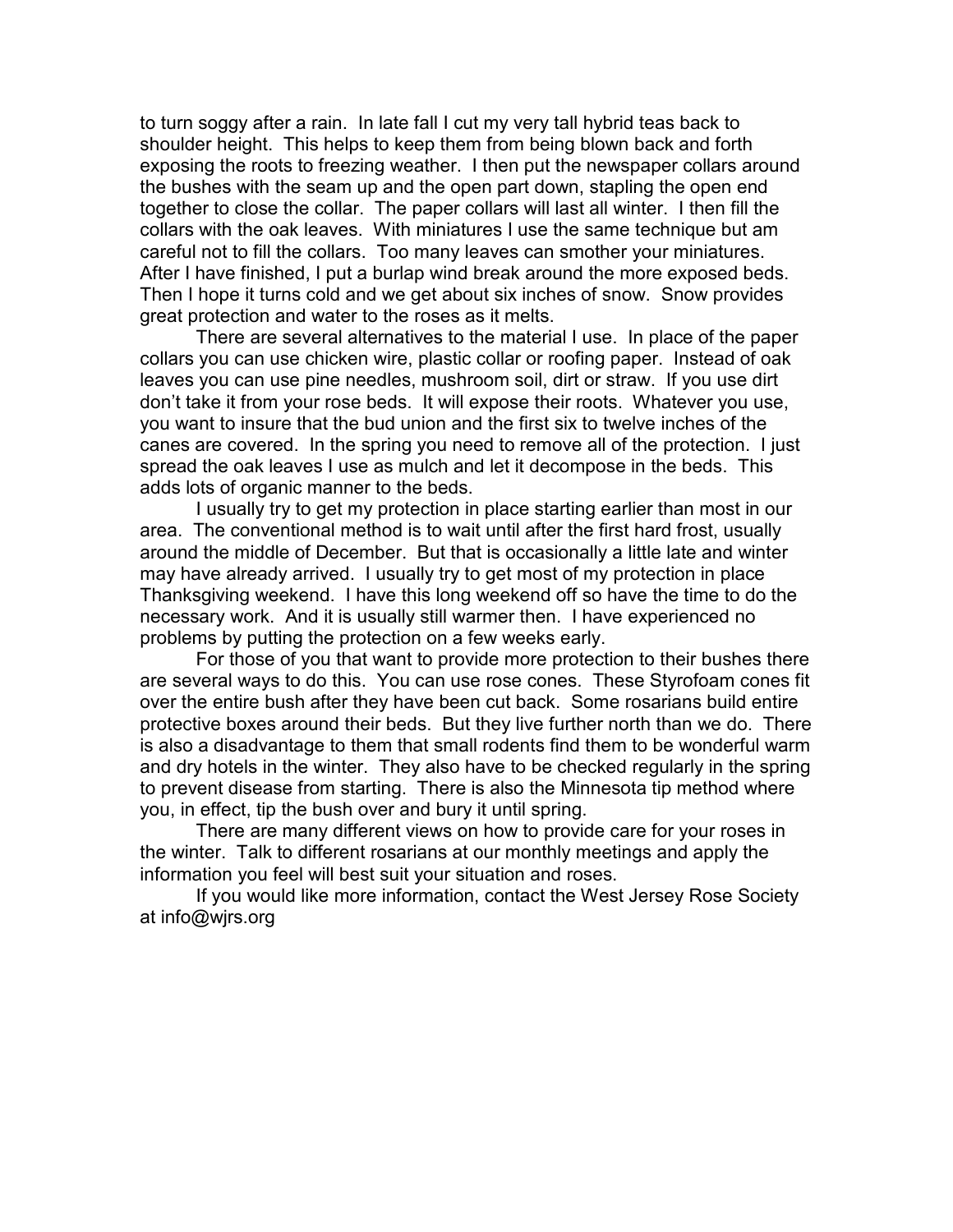to turn soggy after a rain. In late fall I cut my very tall hybrid teas back to shoulder height. This helps to keep them from being blown back and forth exposing the roots to freezing weather. I then put the newspaper collars around the bushes with the seam up and the open part down, stapling the open end together to close the collar. The paper collars will last all winter. I then fill the collars with the oak leaves. With miniatures I use the same technique but am careful not to fill the collars. Too many leaves can smother your miniatures. After I have finished, I put a burlap wind break around the more exposed beds. Then I hope it turns cold and we get about six inches of snow. Snow provides great protection and water to the roses as it melts.

There are several alternatives to the material I use. In place of the paper collars you can use chicken wire, plastic collar or roofing paper. Instead of oak leaves you can use pine needles, mushroom soil, dirt or straw. If you use dirt don't take it from your rose beds. It will expose their roots. Whatever you use, you want to insure that the bud union and the first six to twelve inches of the canes are covered. In the spring you need to remove all of the protection. I just spread the oak leaves I use as mulch and let it decompose in the beds. This adds lots of organic manner to the beds.

I usually try to get my protection in place starting earlier than most in our area. The conventional method is to wait until after the first hard frost, usually around the middle of December. But that is occasionally a little late and winter may have already arrived. I usually try to get most of my protection in place Thanksgiving weekend. I have this long weekend off so have the time to do the necessary work. And it is usually still warmer then. I have experienced no problems by putting the protection on a few weeks early.

For those of you that want to provide more protection to their bushes there are several ways to do this. You can use rose cones. These Styrofoam cones fit over the entire bush after they have been cut back. Some rosarians build entire protective boxes around their beds. But they live further north than we do. There is also a disadvantage to them that small rodents find them to be wonderful warm and dry hotels in the winter. They also have to be checked regularly in the spring to prevent disease from starting. There is also the Minnesota tip method where you, in effect, tip the bush over and bury it until spring.

There are many different views on how to provide care for your roses in the winter. Talk to different rosarians at our monthly meetings and apply the information you feel will best suit your situation and roses.

If you would like more information, contact the West Jersey Rose Society at info@wjrs.org